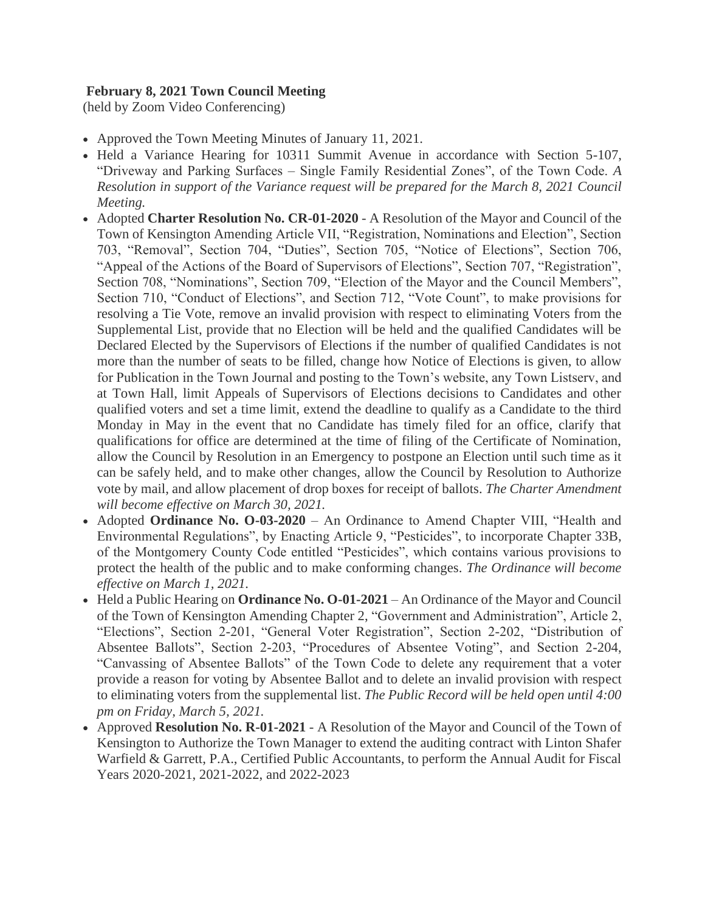**February 8, 2021 Town Council Meeting**
(held by Zoom Video Conferencing)

- Approved the Town Meeting Minutes of January 11, 2021.
- Held a Variance Hearing for 10311 Summit Avenue in accordance with Section 5-107, "Driveway and Parking Surfaces – Single Family Residential Zones", of the Town Code. *A Resolution in support of the Variance request will be prepared for the March 8, 2021 Council Meeting.*
- Adopted **Charter Resolution No. CR-01-2020** - A Resolution of the Mayor and Council of the Town of Kensington Amending Article VII, "Registration, Nominations and Election", Section 703, "Removal", Section 704, "Duties", Section 705, "Notice of Elections", Section 706, "Appeal of the Actions of the Board of Supervisors of Elections", Section 707, "Registration", Section 708, "Nominations", Section 709, "Election of the Mayor and the Council Members", Section 710, "Conduct of Elections", and Section 712, "Vote Count", to make provisions for resolving a Tie Vote, remove an invalid provision with respect to eliminating Voters from the Supplemental List, provide that no Election will be held and the qualified Candidates will be Declared Elected by the Supervisors of Elections if the number of qualified Candidates is not more than the number of seats to be filled, change how Notice of Elections is given, to allow for Publication in the Town Journal and posting to the Town's website, any Town Listserv, and at Town Hall, limit Appeals of Supervisors of Elections decisions to Candidates and other qualified voters and set a time limit, extend the deadline to qualify as a Candidate to the third Monday in May in the event that no Candidate has timely filed for an office, clarify that qualifications for office are determined at the time of filing of the Certificate of Nomination, allow the Council by Resolution in an Emergency to postpone an Election until such time as it can be safely held, and to make other changes, allow the Council by Resolution to Authorize vote by mail, and allow placement of drop boxes for receipt of ballots. *The Charter Amendment will become effective on March 30, 2021.*
- Adopted **Ordinance No. O-03-2020** – An Ordinance to Amend Chapter VIII, "Health and Environmental Regulations", by Enacting Article 9, "Pesticides", to incorporate Chapter 33B, of the Montgomery County Code entitled "Pesticides", which contains various provisions to protect the health of the public and to make conforming changes. *The Ordinance will become effective on March 1, 2021.*
- Held a Public Hearing on **Ordinance No. O-01-2021** – An Ordinance of the Mayor and Council of the Town of Kensington Amending Chapter 2, "Government and Administration", Article 2, "Elections", Section 2-201, "General Voter Registration", Section 2-202, "Distribution of Absentee Ballots", Section 2-203, "Procedures of Absentee Voting", and Section 2-204, "Canvassing of Absentee Ballots" of the Town Code to delete any requirement that a voter provide a reason for voting by Absentee Ballot and to delete an invalid provision with respect to eliminating voters from the supplemental list. *The Public Record will be held open until 4:00 pm on Friday, March 5, 2021.*
- Approved **Resolution No. R-01-2021** - A Resolution of the Mayor and Council of the Town of Kensington to Authorize the Town Manager to extend the auditing contract with Linton Shafer Warfield & Garrett, P.A., Certified Public Accountants, to perform the Annual Audit for Fiscal Years 2020-2021, 2021-2022, and 2022-2023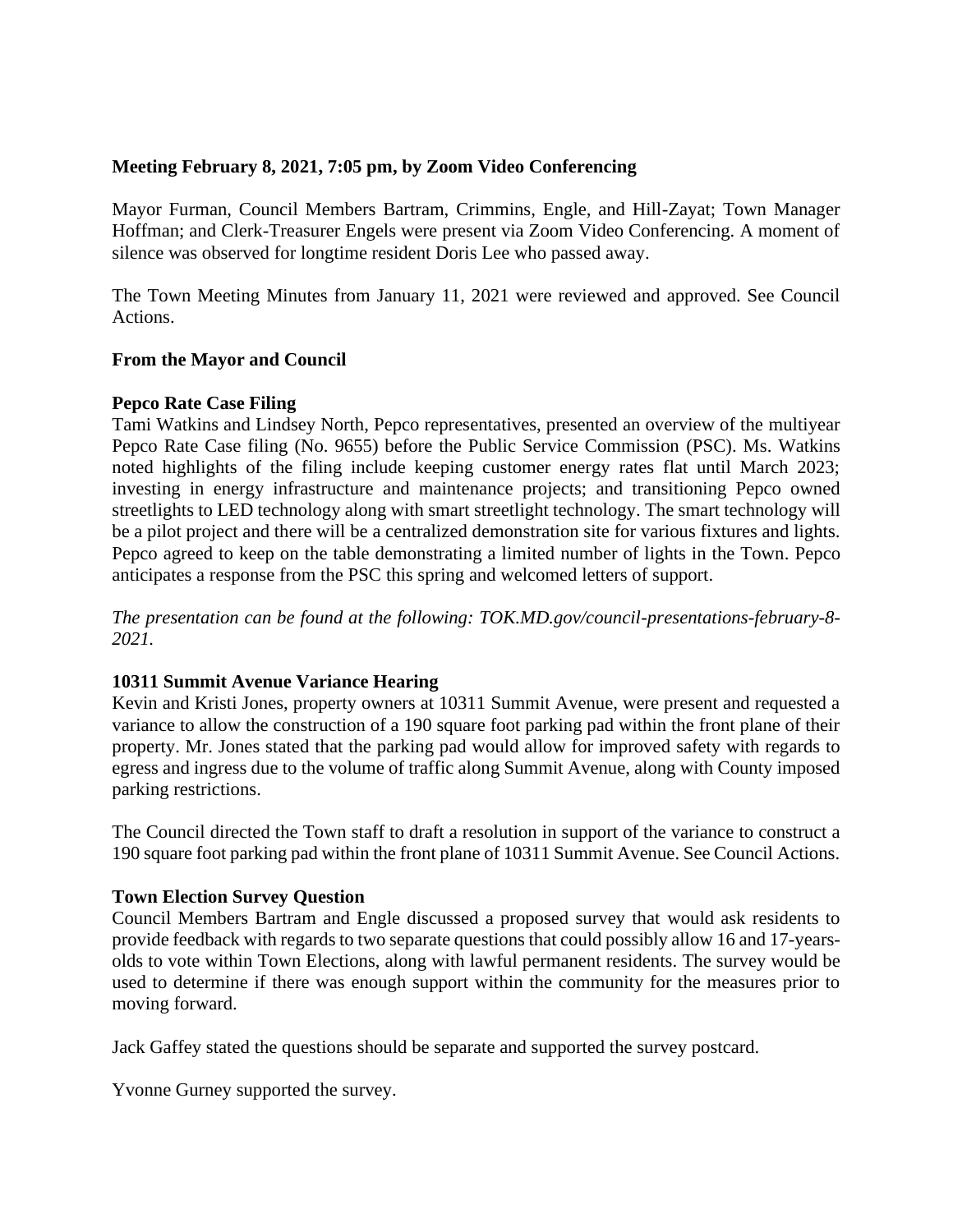**Meeting February 8, 2021, 7:05 pm, by Zoom Video Conferencing**

Mayor Furman, Council Members Bartram, Crimmins, Engle, and Hill-Zayat; Town Manager Hoffman; and Clerk-Treasurer Engels were present via Zoom Video Conferencing. A moment of silence was observed for longtime resident Doris Lee who passed away.

The Town Meeting Minutes from January 11, 2021 were reviewed and approved. See Council Actions.

**From the Mayor and Council**

**Pepco Rate Case Filing**
Tami Watkins and Lindsey North, Pepco representatives, presented an overview of the multiyear Pepco Rate Case filing (No. 9655) before the Public Service Commission (PSC). Ms. Watkins noted highlights of the filing include keeping customer energy rates flat until March 2023; investing in energy infrastructure and maintenance projects; and transitioning Pepco owned streetlights to LED technology along with smart streetlight technology. The smart technology will be a pilot project and there will be a centralized demonstration site for various fixtures and lights. Pepco agreed to keep on the table demonstrating a limited number of lights in the Town. Pepco anticipates a response from the PSC this spring and welcomed letters of support.

*The presentation can be found at the following: TOK.MD.gov/council-presentations-february-8-2021.*

**10311 Summit Avenue Variance Hearing**
Kevin and Kristi Jones, property owners at 10311 Summit Avenue, were present and requested a variance to allow the construction of a 190 square foot parking pad within the front plane of their property. Mr. Jones stated that the parking pad would allow for improved safety with regards to egress and ingress due to the volume of traffic along Summit Avenue, along with County imposed parking restrictions.

The Council directed the Town staff to draft a resolution in support of the variance to construct a 190 square foot parking pad within the front plane of 10311 Summit Avenue. See Council Actions.

**Town Election Survey Question**
Council Members Bartram and Engle discussed a proposed survey that would ask residents to provide feedback with regards to two separate questions that could possibly allow 16 and 17-years-olds to vote within Town Elections, along with lawful permanent residents. The survey would be used to determine if there was enough support within the community for the measures prior to moving forward.

Jack Gaffey stated the questions should be separate and supported the survey postcard.

Yvonne Gurney supported the survey.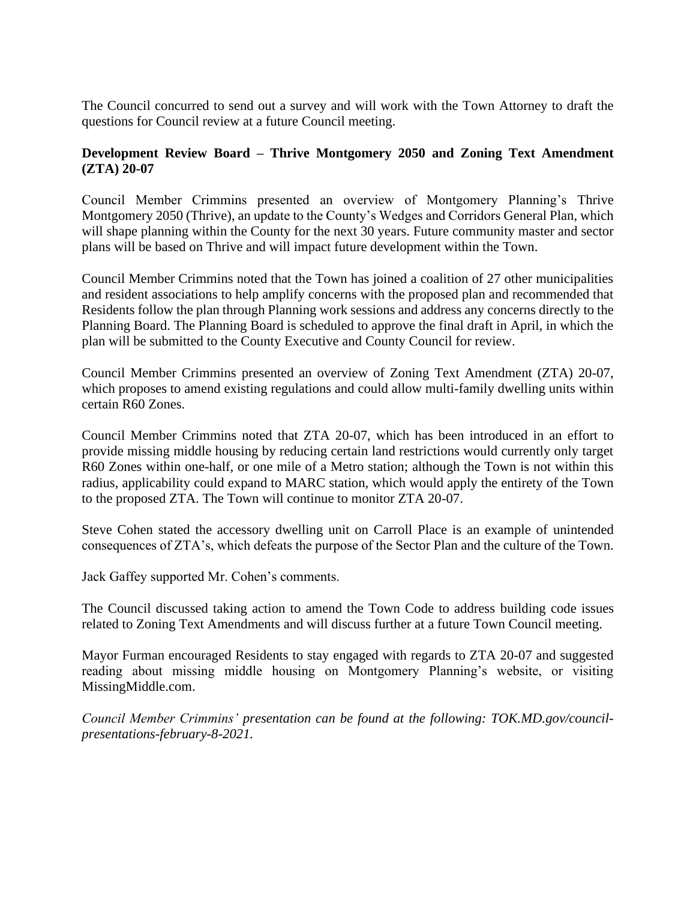The Council concurred to send out a survey and will work with the Town Attorney to draft the questions for Council review at a future Council meeting.

**Development Review Board – Thrive Montgomery 2050 and Zoning Text Amendment (ZTA) 20-07**

Council Member Crimmins presented an overview of Montgomery Planning's Thrive Montgomery 2050 (Thrive), an update to the County's Wedges and Corridors General Plan, which will shape planning within the County for the next 30 years. Future community master and sector plans will be based on Thrive and will impact future development within the Town.

Council Member Crimmins noted that the Town has joined a coalition of 27 other municipalities and resident associations to help amplify concerns with the proposed plan and recommended that Residents follow the plan through Planning work sessions and address any concerns directly to the Planning Board. The Planning Board is scheduled to approve the final draft in April, in which the plan will be submitted to the County Executive and County Council for review.

Council Member Crimmins presented an overview of Zoning Text Amendment (ZTA) 20-07, which proposes to amend existing regulations and could allow multi-family dwelling units within certain R60 Zones.

Council Member Crimmins noted that ZTA 20-07, which has been introduced in an effort to provide missing middle housing by reducing certain land restrictions would currently only target R60 Zones within one-half, or one mile of a Metro station; although the Town is not within this radius, applicability could expand to MARC station, which would apply the entirety of the Town to the proposed ZTA. The Town will continue to monitor ZTA 20-07.

Steve Cohen stated the accessory dwelling unit on Carroll Place is an example of unintended consequences of ZTA's, which defeats the purpose of the Sector Plan and the culture of the Town.

Jack Gaffey supported Mr. Cohen's comments.

The Council discussed taking action to amend the Town Code to address building code issues related to Zoning Text Amendments and will discuss further at a future Town Council meeting.

Mayor Furman encouraged Residents to stay engaged with regards to ZTA 20-07 and suggested reading about missing middle housing on Montgomery Planning's website, or visiting MissingMiddle.com.

*Council Member Crimmins' presentation can be found at the following: TOK.MD.gov/council-presentations-february-8-2021.*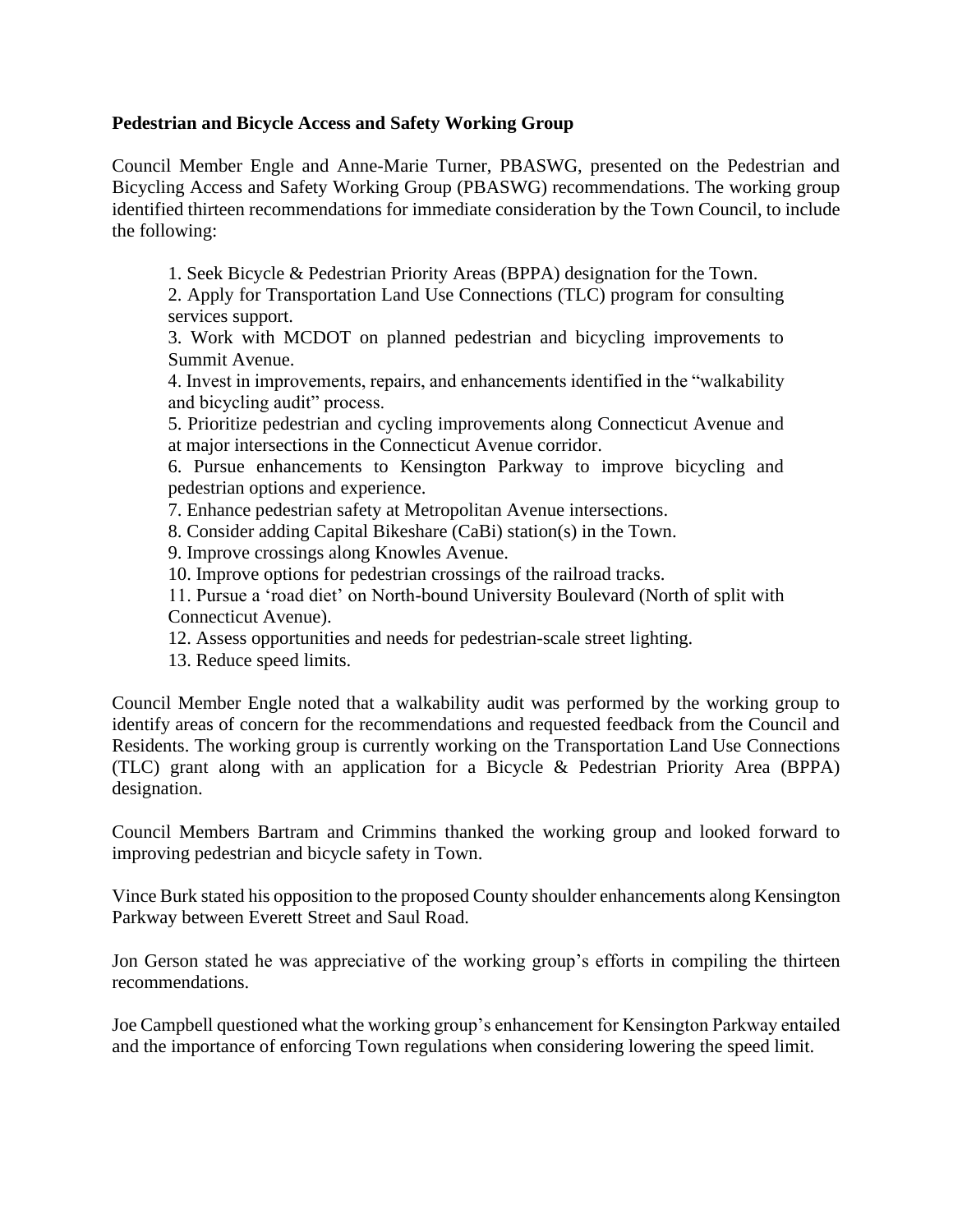**Pedestrian and Bicycle Access and Safety Working Group**

Council Member Engle and Anne-Marie Turner, PBASWG, presented on the Pedestrian and Bicycling Access and Safety Working Group (PBASWG) recommendations. The working group identified thirteen recommendations for immediate consideration by the Town Council, to include the following:

1. Seek Bicycle & Pedestrian Priority Areas (BPPA) designation for the Town.
2. Apply for Transportation Land Use Connections (TLC) program for consulting services support.
3. Work with MCDOT on planned pedestrian and bicycling improvements to Summit Avenue.
4. Invest in improvements, repairs, and enhancements identified in the "walkability and bicycling audit" process.
5. Prioritize pedestrian and cycling improvements along Connecticut Avenue and at major intersections in the Connecticut Avenue corridor.
6. Pursue enhancements to Kensington Parkway to improve bicycling and pedestrian options and experience.
7. Enhance pedestrian safety at Metropolitan Avenue intersections.
8. Consider adding Capital Bikeshare (CaBi) station(s) in the Town.
9. Improve crossings along Knowles Avenue.
10. Improve options for pedestrian crossings of the railroad tracks.
11. Pursue a 'road diet' on North-bound University Boulevard (North of split with Connecticut Avenue).
12. Assess opportunities and needs for pedestrian-scale street lighting.
13. Reduce speed limits.

Council Member Engle noted that a walkability audit was performed by the working group to identify areas of concern for the recommendations and requested feedback from the Council and Residents. The working group is currently working on the Transportation Land Use Connections (TLC) grant along with an application for a Bicycle & Pedestrian Priority Area (BPPA) designation.

Council Members Bartram and Crimmins thanked the working group and looked forward to improving pedestrian and bicycle safety in Town.

Vince Burk stated his opposition to the proposed County shoulder enhancements along Kensington Parkway between Everett Street and Saul Road.

Jon Gerson stated he was appreciative of the working group's efforts in compiling the thirteen recommendations.

Joe Campbell questioned what the working group's enhancement for Kensington Parkway entailed and the importance of enforcing Town regulations when considering lowering the speed limit.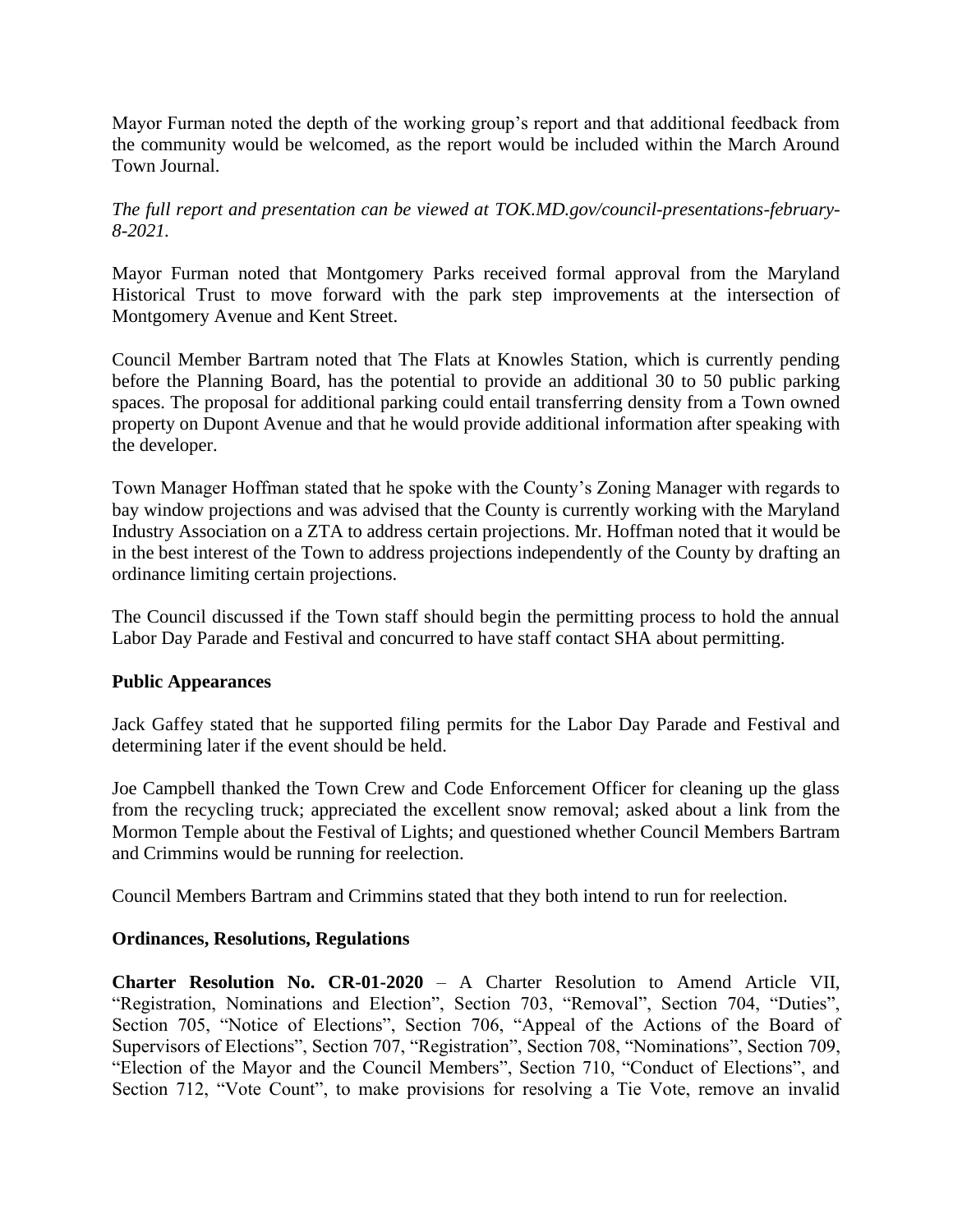Mayor Furman noted the depth of the working group's report and that additional feedback from the community would be welcomed, as the report would be included within the March Around Town Journal.

*The full report and presentation can be viewed at TOK.MD.gov/council-presentations-february-8-2021.*

Mayor Furman noted that Montgomery Parks received formal approval from the Maryland Historical Trust to move forward with the park step improvements at the intersection of Montgomery Avenue and Kent Street.

Council Member Bartram noted that The Flats at Knowles Station, which is currently pending before the Planning Board, has the potential to provide an additional 30 to 50 public parking spaces. The proposal for additional parking could entail transferring density from a Town owned property on Dupont Avenue and that he would provide additional information after speaking with the developer.

Town Manager Hoffman stated that he spoke with the County's Zoning Manager with regards to bay window projections and was advised that the County is currently working with the Maryland Industry Association on a ZTA to address certain projections. Mr. Hoffman noted that it would be in the best interest of the Town to address projections independently of the County by drafting an ordinance limiting certain projections.

The Council discussed if the Town staff should begin the permitting process to hold the annual Labor Day Parade and Festival and concurred to have staff contact SHA about permitting.

**Public Appearances**

Jack Gaffey stated that he supported filing permits for the Labor Day Parade and Festival and determining later if the event should be held.

Joe Campbell thanked the Town Crew and Code Enforcement Officer for cleaning up the glass from the recycling truck; appreciated the excellent snow removal; asked about a link from the Mormon Temple about the Festival of Lights; and questioned whether Council Members Bartram and Crimmins would be running for reelection.

Council Members Bartram and Crimmins stated that they both intend to run for reelection.

**Ordinances, Resolutions, Regulations**

**Charter Resolution No. CR-01-2020** – A Charter Resolution to Amend Article VII, "Registration, Nominations and Election", Section 703, "Removal", Section 704, "Duties", Section 705, "Notice of Elections", Section 706, "Appeal of the Actions of the Board of Supervisors of Elections", Section 707, "Registration", Section 708, "Nominations", Section 709, "Election of the Mayor and the Council Members", Section 710, "Conduct of Elections", and Section 712, "Vote Count", to make provisions for resolving a Tie Vote, remove an invalid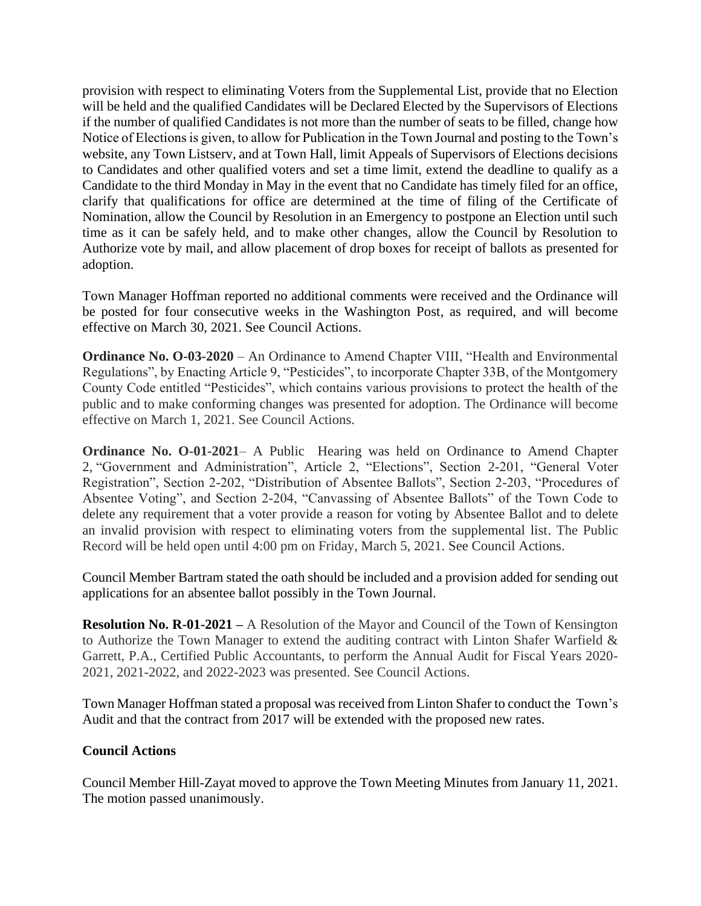provision with respect to eliminating Voters from the Supplemental List, provide that no Election will be held and the qualified Candidates will be Declared Elected by the Supervisors of Elections if the number of qualified Candidates is not more than the number of seats to be filled, change how Notice of Elections is given, to allow for Publication in the Town Journal and posting to the Town's website, any Town Listserv, and at Town Hall, limit Appeals of Supervisors of Elections decisions to Candidates and other qualified voters and set a time limit, extend the deadline to qualify as a Candidate to the third Monday in May in the event that no Candidate has timely filed for an office, clarify that qualifications for office are determined at the time of filing of the Certificate of Nomination, allow the Council by Resolution in an Emergency to postpone an Election until such time as it can be safely held, and to make other changes, allow the Council by Resolution to Authorize vote by mail, and allow placement of drop boxes for receipt of ballots as presented for adoption.

Town Manager Hoffman reported no additional comments were received and the Ordinance will be posted for four consecutive weeks in the Washington Post, as required, and will become effective on March 30, 2021. See Council Actions.

**Ordinance No. O-03-2020** – An Ordinance to Amend Chapter VIII, "Health and Environmental Regulations", by Enacting Article 9, "Pesticides", to incorporate Chapter 33B, of the Montgomery County Code entitled "Pesticides", which contains various provisions to protect the health of the public and to make conforming changes was presented for adoption. The Ordinance will become effective on March 1, 2021. See Council Actions.

**Ordinance No. O-01-2021**– A Public Hearing was held on Ordinance to Amend Chapter 2, "Government and Administration", Article 2, "Elections", Section 2-201, "General Voter Registration", Section 2-202, "Distribution of Absentee Ballots", Section 2-203, "Procedures of Absentee Voting", and Section 2-204, "Canvassing of Absentee Ballots" of the Town Code to delete any requirement that a voter provide a reason for voting by Absentee Ballot and to delete an invalid provision with respect to eliminating voters from the supplemental list. The Public Record will be held open until 4:00 pm on Friday, March 5, 2021. See Council Actions.

Council Member Bartram stated the oath should be included and a provision added for sending out applications for an absentee ballot possibly in the Town Journal.

**Resolution No. R-01-2021 –** A Resolution of the Mayor and Council of the Town of Kensington to Authorize the Town Manager to extend the auditing contract with Linton Shafer Warfield & Garrett, P.A., Certified Public Accountants, to perform the Annual Audit for Fiscal Years 2020-2021, 2021-2022, and 2022-2023 was presented. See Council Actions.

Town Manager Hoffman stated a proposal was received from Linton Shafer to conduct the Town's Audit and that the contract from 2017 will be extended with the proposed new rates.

**Council Actions**

Council Member Hill-Zayat moved to approve the Town Meeting Minutes from January 11, 2021. The motion passed unanimously.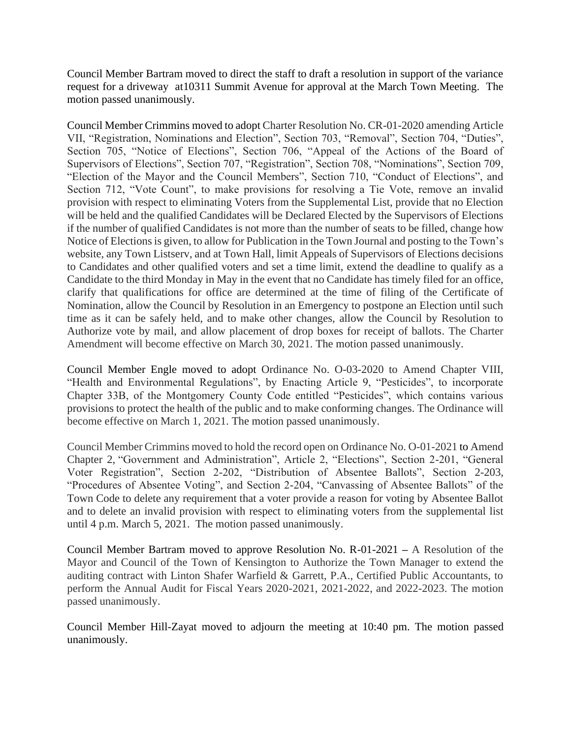Council Member Bartram moved to direct the staff to draft a resolution in support of the variance request for a driveway at10311 Summit Avenue for approval at the March Town Meeting. The motion passed unanimously.

Council Member Crimmins moved to adopt Charter Resolution No. CR-01-2020 amending Article VII, "Registration, Nominations and Election", Section 703, "Removal", Section 704, "Duties", Section 705, "Notice of Elections", Section 706, "Appeal of the Actions of the Board of Supervisors of Elections", Section 707, "Registration", Section 708, "Nominations", Section 709, "Election of the Mayor and the Council Members", Section 710, "Conduct of Elections", and Section 712, "Vote Count", to make provisions for resolving a Tie Vote, remove an invalid provision with respect to eliminating Voters from the Supplemental List, provide that no Election will be held and the qualified Candidates will be Declared Elected by the Supervisors of Elections if the number of qualified Candidates is not more than the number of seats to be filled, change how Notice of Elections is given, to allow for Publication in the Town Journal and posting to the Town's website, any Town Listserv, and at Town Hall, limit Appeals of Supervisors of Elections decisions to Candidates and other qualified voters and set a time limit, extend the deadline to qualify as a Candidate to the third Monday in May in the event that no Candidate has timely filed for an office, clarify that qualifications for office are determined at the time of filing of the Certificate of Nomination, allow the Council by Resolution in an Emergency to postpone an Election until such time as it can be safely held, and to make other changes, allow the Council by Resolution to Authorize vote by mail, and allow placement of drop boxes for receipt of ballots. The Charter Amendment will become effective on March 30, 2021. The motion passed unanimously.

Council Member Engle moved to adopt Ordinance No. O-03-2020 to Amend Chapter VIII, "Health and Environmental Regulations", by Enacting Article 9, "Pesticides", to incorporate Chapter 33B, of the Montgomery County Code entitled "Pesticides", which contains various provisions to protect the health of the public and to make conforming changes. The Ordinance will become effective on March 1, 2021. The motion passed unanimously.

Council Member Crimmins moved to hold the record open on Ordinance No. O-01-2021 to Amend Chapter 2, "Government and Administration", Article 2, "Elections", Section 2-201, "General Voter Registration", Section 2-202, "Distribution of Absentee Ballots", Section 2-203, "Procedures of Absentee Voting", and Section 2-204, "Canvassing of Absentee Ballots" of the Town Code to delete any requirement that a voter provide a reason for voting by Absentee Ballot and to delete an invalid provision with respect to eliminating voters from the supplemental list until 4 p.m. March 5, 2021. The motion passed unanimously.

Council Member Bartram moved to approve Resolution No. R-01-2021 – A Resolution of the Mayor and Council of the Town of Kensington to Authorize the Town Manager to extend the auditing contract with Linton Shafer Warfield & Garrett, P.A., Certified Public Accountants, to perform the Annual Audit for Fiscal Years 2020-2021, 2021-2022, and 2022-2023. The motion passed unanimously.

Council Member Hill-Zayat moved to adjourn the meeting at 10:40 pm. The motion passed unanimously.